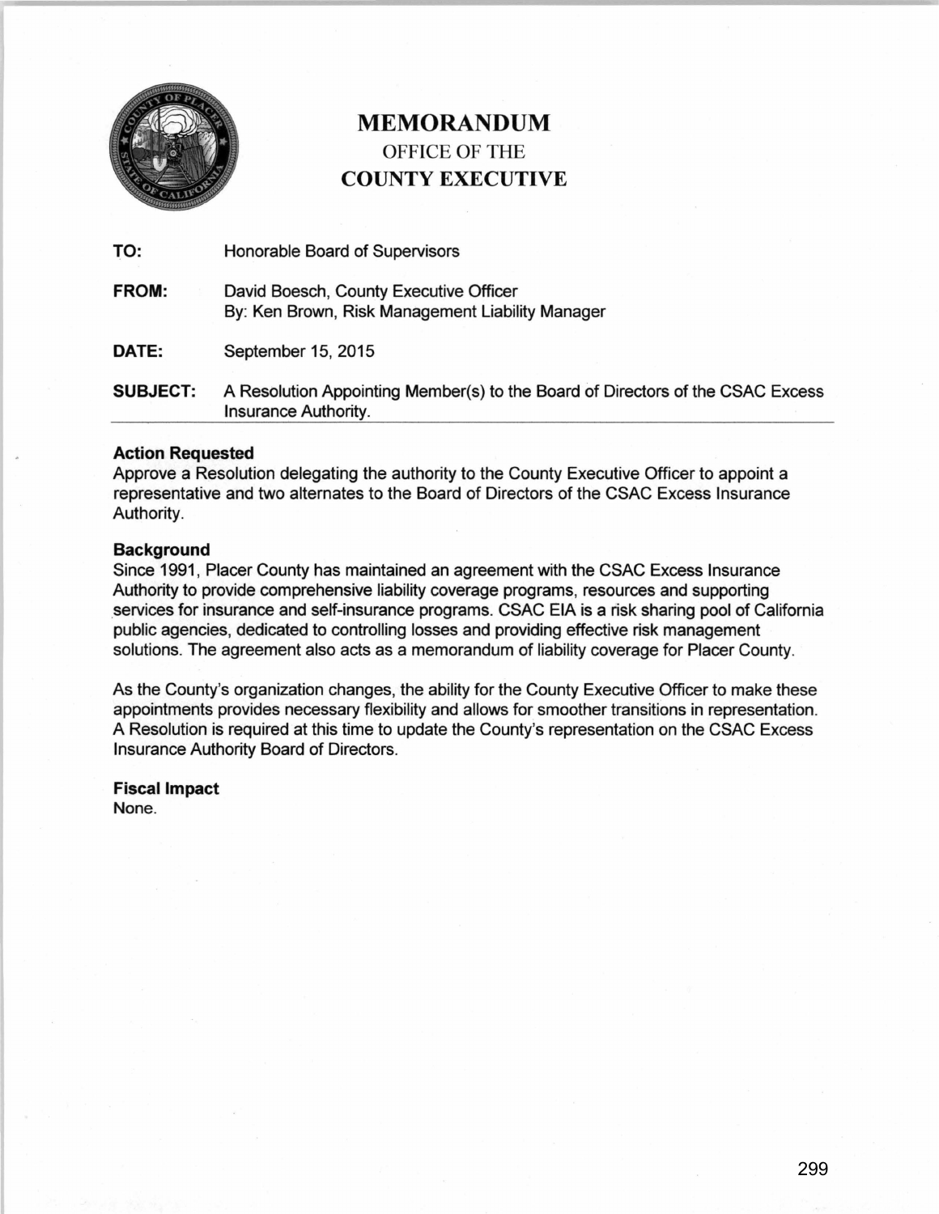# MEMORANDUM

OFFICE OF THE

**COUNTY EXECUTIVE**

**TO:** Honorable Board of Supervisors

**FROM:** David Boesch, County Executive Officer
By: Ken Brown, Risk Management Liability Manager

**DATE:** September 15, 2015

**SUBJECT:** A Resolution Appointing Member(s) to the Board of Directors of the CSAC Excess Insurance Authority.

---

**Action Requested**

Approve a Resolution delegating the authority to the County Executive Officer to appoint a representative and two alternates to the Board of Directors of the CSAC Excess Insurance Authority.

**Background**

Since 1991, Placer County has maintained an agreement with the CSAC Excess Insurance Authority to provide comprehensive liability coverage programs, resources and supporting services for insurance and self-insurance programs. CSAC EIA is a risk sharing pool of California public agencies, dedicated to controlling losses and providing effective risk management solutions. The agreement also acts as a memorandum of liability coverage for Placer County.

As the County's organization changes, the ability for the County Executive Officer to make these appointments provides necessary flexibility and allows for smoother transitions in representation. A Resolution is required at this time to update the County's representation on the CSAC Excess Insurance Authority Board of Directors.

**Fiscal Impact**

None.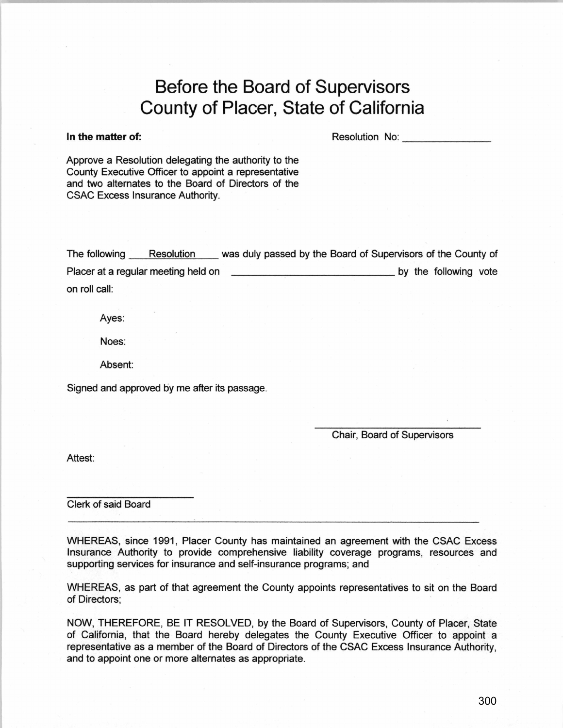# Before the Board of Supervisors County of Placer, State of California

**In the matter of:**

Resolution No: _______________

Approve a Resolution delegating the authority to the County Executive Officer to appoint a representative and two alternates to the Board of Directors of the CSAC Excess Insurance Authority.

The following ___Resolution___ was duly passed by the Board of Supervisors of the County of Placer at a regular meeting held on _____________________________ by the following vote on roll call:

Ayes:

Noes:

Absent:

Signed and approved by me after its passage.

_____________________________
Chair, Board of Supervisors

Attest:

_____________________
Clerk of said Board

---

WHEREAS, since 1991, Placer County has maintained an agreement with the CSAC Excess Insurance Authority to provide comprehensive liability coverage programs, resources and supporting services for insurance and self-insurance programs; and

WHEREAS, as part of that agreement the County appoints representatives to sit on the Board of Directors;

NOW, THEREFORE, BE IT RESOLVED, by the Board of Supervisors, County of Placer, State of California, that the Board hereby delegates the County Executive Officer to appoint a representative as a member of the Board of Directors of the CSAC Excess Insurance Authority, and to appoint one or more alternates as appropriate.